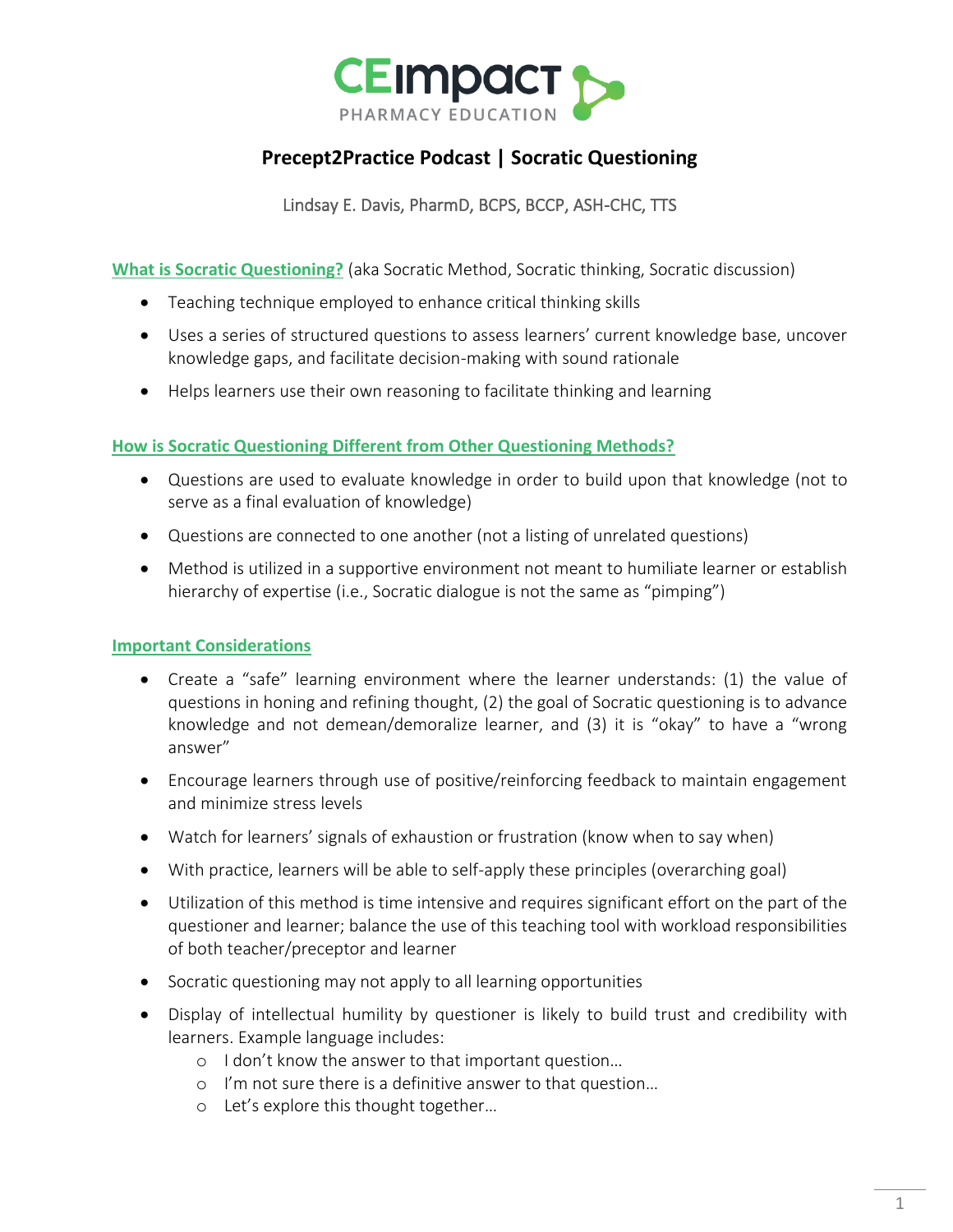# Precept2Practice Podcast | Socratic Questioning

Lindsay E. Davis, PharmD, BCPS, BCCP, ASH-CHC, TTS

## What is Socratic Questioning? (aka Socratic Method, Socratic thinking, Socratic discussion)

- Teaching technique employed to enhance critical thinking skills
- Uses a series of structured questions to assess learners' current knowledge base, uncover knowledge gaps, and facilitate decision-making with sound rationale
- Helps learners use their own reasoning to facilitate thinking and learning

## How is Socratic Questioning Different from Other Questioning Methods?

- Questions are used to evaluate knowledge in order to build upon that knowledge (not to serve as a final evaluation of knowledge)
- Questions are connected to one another (not a listing of unrelated questions)
- Method is utilized in a supportive environment not meant to humiliate learner or establish hierarchy of expertise (i.e., Socratic dialogue is not the same as "pimping")

## Important Considerations

- Create a "safe" learning environment where the learner understands: (1) the value of questions in honing and refining thought, (2) the goal of Socratic questioning is to advance knowledge and not demean/demoralize learner, and (3) it is "okay" to have a "wrong answer"
- Encourage learners through use of positive/reinforcing feedback to maintain engagement and minimize stress levels
- Watch for learners' signals of exhaustion or frustration (know when to say when)
- With practice, learners will be able to self-apply these principles (overarching goal)
- Utilization of this method is time intensive and requires significant effort on the part of the questioner and learner; balance the use of this teaching tool with workload responsibilities of both teacher/preceptor and learner
- Socratic questioning may not apply to all learning opportunities
- Display of intellectual humility by questioner is likely to build trust and credibility with learners. Example language includes:
  - I don't know the answer to that important question…
  - I'm not sure there is a definitive answer to that question…
  - Let's explore this thought together…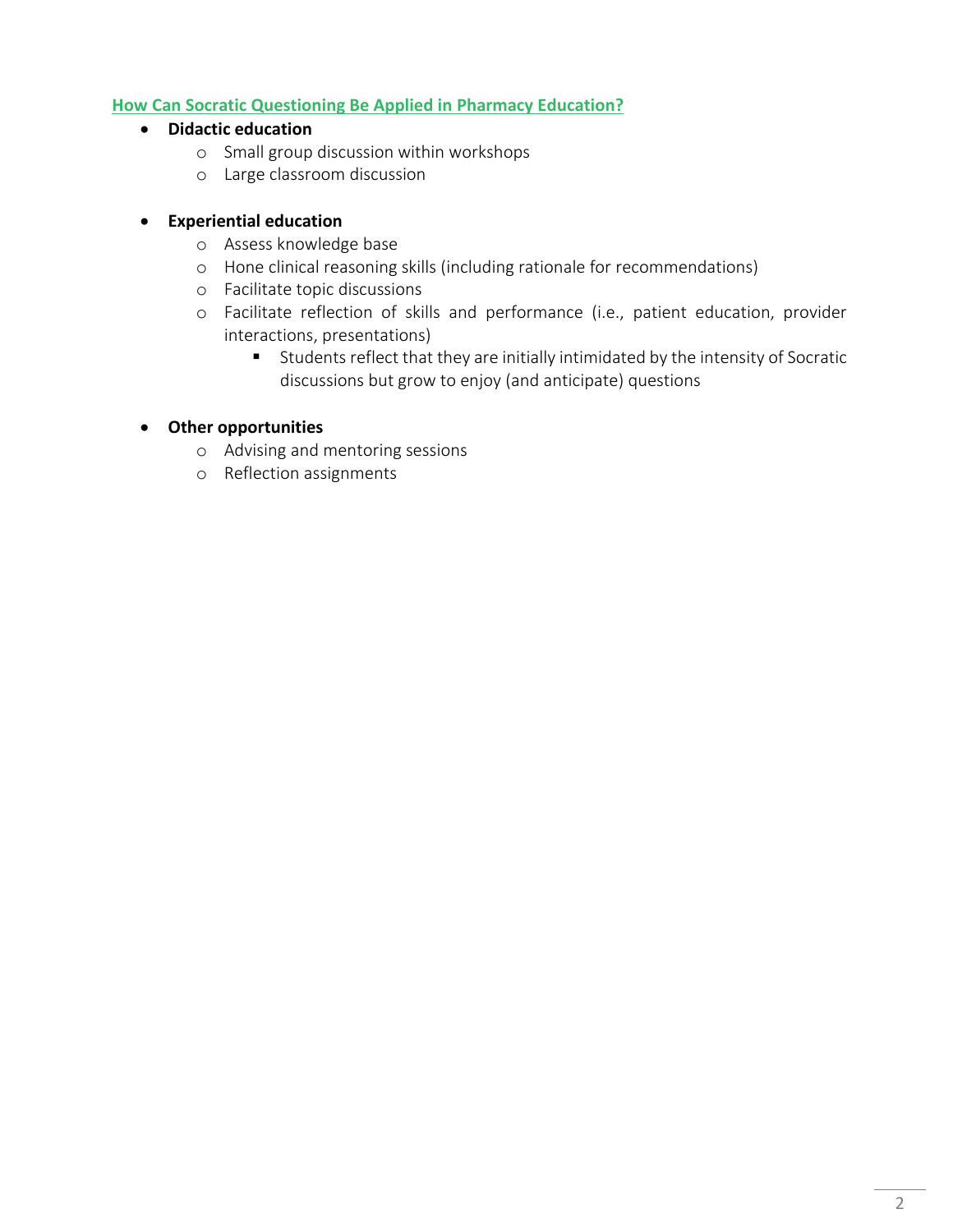## How Can Socratic Questioning Be Applied in Pharmacy Education?

- **Didactic education**
  - Small group discussion within workshops
  - Large classroom discussion

- **Experiential education**
  - Assess knowledge base
  - Hone clinical reasoning skills (including rationale for recommendations)
  - Facilitate topic discussions
  - Facilitate reflection of skills and performance (i.e., patient education, provider interactions, presentations)
    - Students reflect that they are initially intimidated by the intensity of Socratic discussions but grow to enjoy (and anticipate) questions

- **Other opportunities**
  - Advising and mentoring sessions
  - Reflection assignments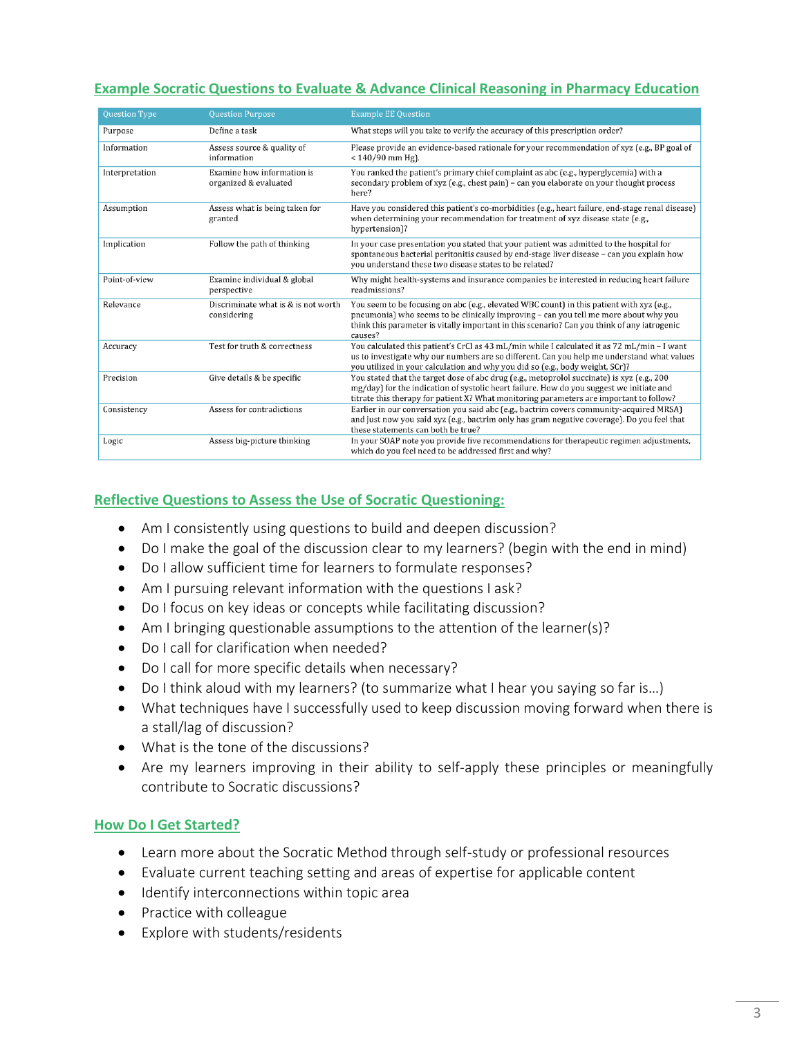## Example Socratic Questions to Evaluate & Advance Clinical Reasoning in Pharmacy Education

| Question Type | Question Purpose | Example EE Question |
|---|---|---|
| Purpose | Define a task | What steps will you take to verify the accuracy of this prescription order? |
| Information | Assess source & quality of information | Please provide an evidence-based rationale for your recommendation of xyz (e.g., BP goal of < 140/90 mm Hg). |
| Interpretation | Examine how information is organized & evaluated | You ranked the patient's primary chief complaint as abc (e.g., hyperglycemia) with a secondary problem of xyz (e.g., chest pain) – can you elaborate on your thought process here? |
| Assumption | Assess what is being taken for granted | Have you considered this patient's co-morbidities (e.g., heart failure, end-stage renal disease) when determining your recommendation for treatment of xyz disease state (e.g., hypertension)? |
| Implication | Follow the path of thinking | In your case presentation you stated that your patient was admitted to the hospital for spontaneous bacterial peritonitis caused by end-stage liver disease – can you explain how you understand these two disease states to be related? |
| Point-of-view | Examine individual & global perspective | Why might health-systems and insurance companies be interested in reducing heart failure readmissions? |
| Relevance | Discriminate what is & is not worth considering | You seem to be focusing on abc (e.g., elevated WBC count) in this patient with xyz (e.g., pneumonia) who seems to be clinically improving – can you tell me more about why you think this parameter is vitally important in this scenario? Can you think of any iatrogenic causes? |
| Accuracy | Test for truth & correctness | You calculated this patient's CrCl as 43 mL/min while I calculated it as 72 mL/min – I want us to investigate why our numbers are so different. Can you help me understand what values you utilized in your calculation and why you did so (e.g., body weight, SCr)? |
| Precision | Give details & be specific | You stated that the target dose of abc drug (e.g., metoprolol succinate) is xyz (e.g., 200 mg/day) for the indication of systolic heart failure. How do you suggest we initiate and titrate this therapy for patient X? What monitoring parameters are important to follow? |
| Consistency | Assess for contradictions | Earlier in our conversation you said abc (e.g., bactrim covers community-acquired MRSA) and just now you said xyz (e.g., bactrim only has gram negative coverage). Do you feel that these statements can both be true? |
| Logic | Assess big-picture thinking | In your SOAP note you provide five recommendations for therapeutic regimen adjustments, which do you feel need to be addressed first and why? |

## Reflective Questions to Assess the Use of Socratic Questioning:

- Am I consistently using questions to build and deepen discussion?
- Do I make the goal of the discussion clear to my learners? (begin with the end in mind)
- Do I allow sufficient time for learners to formulate responses?
- Am I pursuing relevant information with the questions I ask?
- Do I focus on key ideas or concepts while facilitating discussion?
- Am I bringing questionable assumptions to the attention of the learner(s)?
- Do I call for clarification when needed?
- Do I call for more specific details when necessary?
- Do I think aloud with my learners? (to summarize what I hear you saying so far is…)
- What techniques have I successfully used to keep discussion moving forward when there is a stall/lag of discussion?
- What is the tone of the discussions?
- Are my learners improving in their ability to self-apply these principles or meaningfully contribute to Socratic discussions?

## How Do I Get Started?

- Learn more about the Socratic Method through self-study or professional resources
- Evaluate current teaching setting and areas of expertise for applicable content
- Identify interconnections within topic area
- Practice with colleague
- Explore with students/residents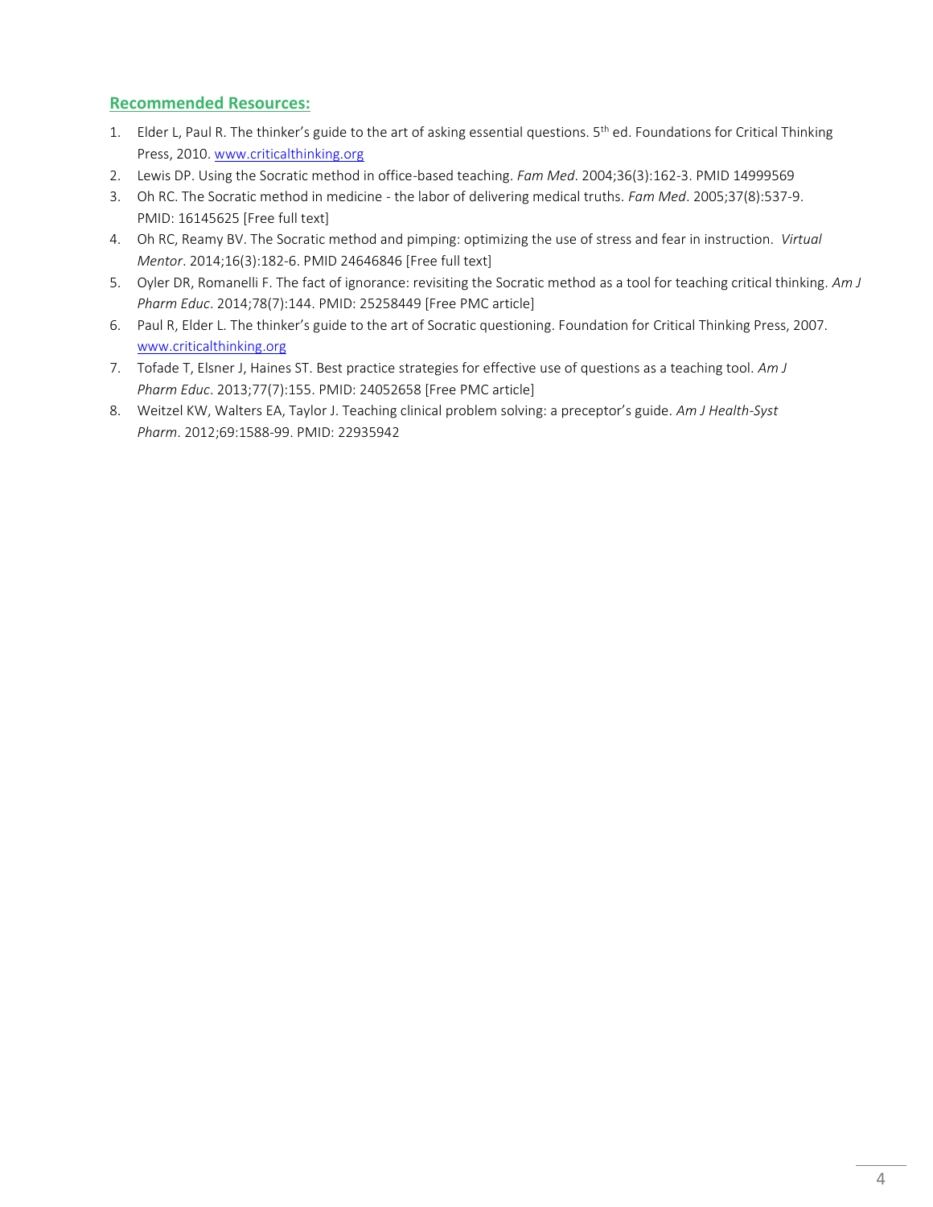## Recommended Resources:

1. Elder L, Paul R. The thinker's guide to the art of asking essential questions. 5th ed. Foundations for Critical Thinking Press, 2010. www.criticalthinking.org
2. Lewis DP. Using the Socratic method in office-based teaching. *Fam Med*. 2004;36(3):162-3. PMID 14999569
3. Oh RC. The Socratic method in medicine - the labor of delivering medical truths. *Fam Med*. 2005;37(8):537-9. PMID: 16145625 [Free full text]
4. Oh RC, Reamy BV. The Socratic method and pimping: optimizing the use of stress and fear in instruction. *Virtual Mentor*. 2014;16(3):182-6. PMID 24646846 [Free full text]
5. Oyler DR, Romanelli F. The fact of ignorance: revisiting the Socratic method as a tool for teaching critical thinking. *Am J Pharm Educ*. 2014;78(7):144. PMID: 25258449 [Free PMC article]
6. Paul R, Elder L. The thinker's guide to the art of Socratic questioning. Foundation for Critical Thinking Press, 2007. www.criticalthinking.org
7. Tofade T, Elsner J, Haines ST. Best practice strategies for effective use of questions as a teaching tool. *Am J Pharm Educ*. 2013;77(7):155. PMID: 24052658 [Free PMC article]
8. Weitzel KW, Walters EA, Taylor J. Teaching clinical problem solving: a preceptor's guide. *Am J Health-Syst Pharm*. 2012;69:1588-99. PMID: 22935942